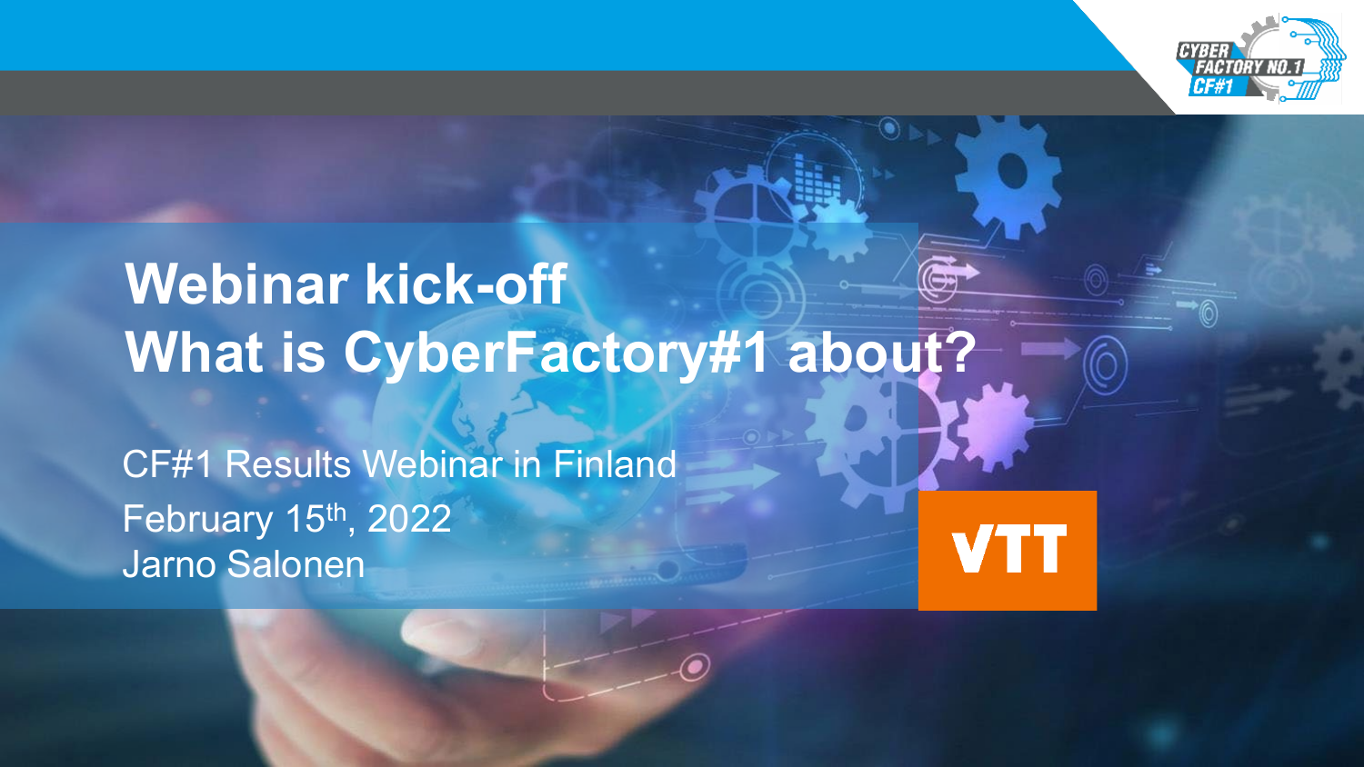# Webinar kick-off
# What is CyberFactory#1 about?

CF#1 Results Webinar in Finland

February 15th, 2022

Jarno Salonen

VTT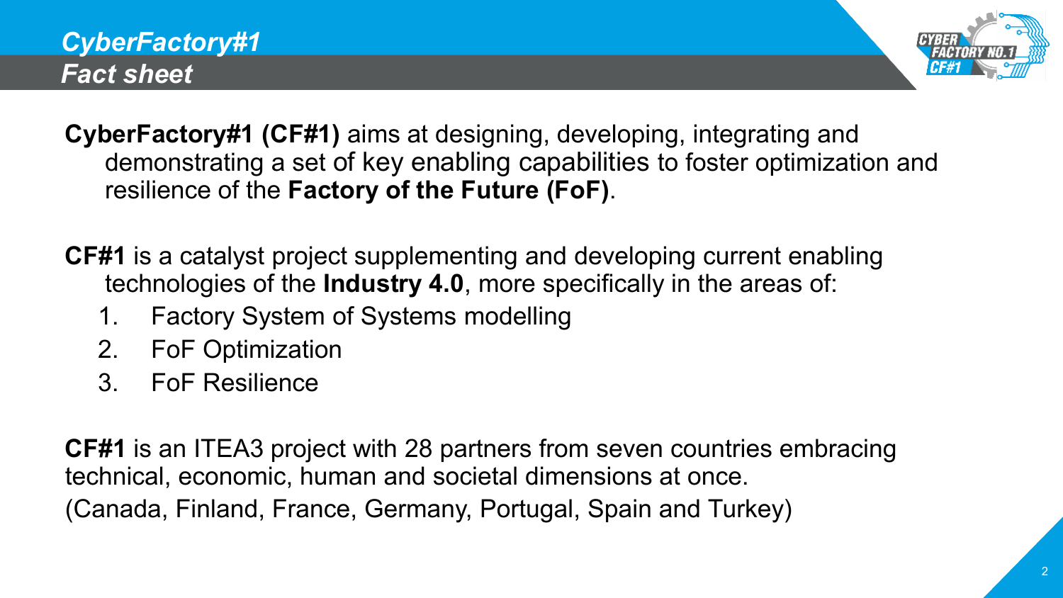# *CyberFactory#1*
## *Fact sheet*

**CyberFactory#1 (CF#1)** aims at designing, developing, integrating and demonstrating a set of key enabling capabilities to foster optimization and resilience of the **Factory of the Future (FoF)**.

**CF#1** is a catalyst project supplementing and developing current enabling technologies of the **Industry 4.0**, more specifically in the areas of:

1. Factory System of Systems modelling
2. FoF Optimization
3. FoF Resilience

**CF#1** is an ITEA3 project with 28 partners from seven countries embracing technical, economic, human and societal dimensions at once.
(Canada, Finland, France, Germany, Portugal, Spain and Turkey)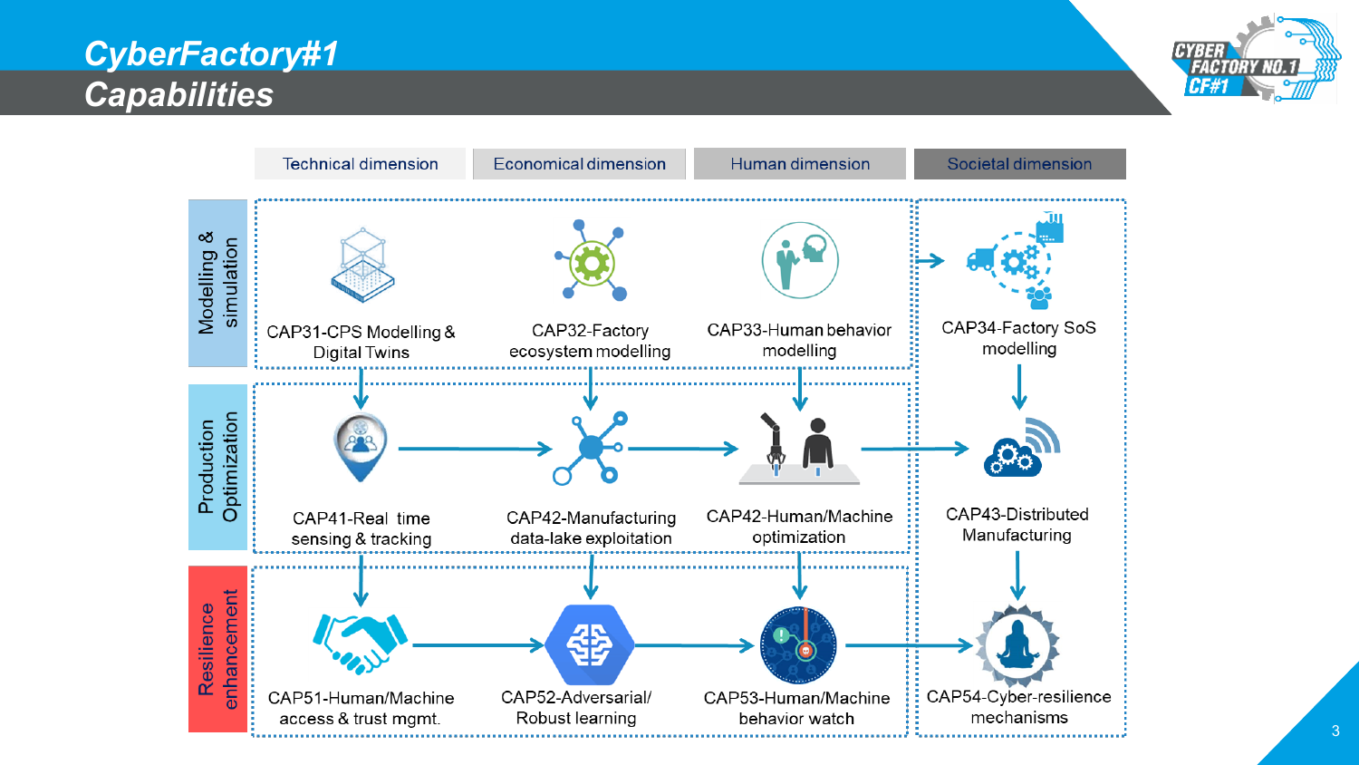# CyberFactory#1
## Capabilities

| | Technical dimension | Economical dimension | Human dimension | Societal dimension |
|---|---|---|---|---|
| Modelling & simulation | CAP31-CPS Modelling & Digital Twins | CAP32-Factory ecosystem modelling | CAP33-Human behavior modelling | CAP34-Factory SoS modelling |
| Production Optimization | CAP41-Real time sensing & tracking | CAP42-Manufacturing data-lake exploitation | CAP42-Human/Machine optimization | CAP43-Distributed Manufacturing |
| Resilience enhancement | CAP51-Human/Machine access & trust mgmt. | CAP52-Adversarial/ Robust learning | CAP53-Human/Machine behavior watch | CAP54-Cyber-resilience mechanisms |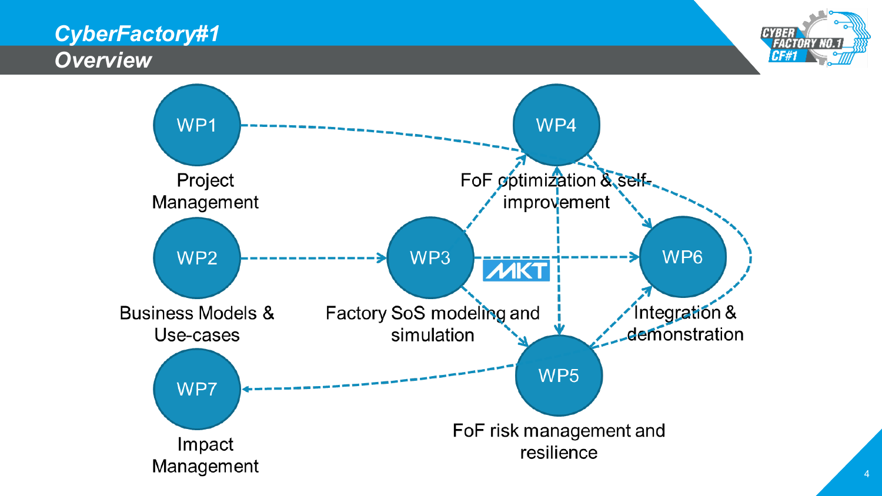# CyberFactory#1

## Overview

- **WP1** – Project Management
- **WP2** – Business Models & Use-cases
- **WP3** – Factory SoS modeling and simulation
- **WP4** – FoF optimization & self-improvement
- **WP5** – FoF risk management and resilience
- **WP6** – Integration & demonstration
- **WP7** – Impact Management

MKT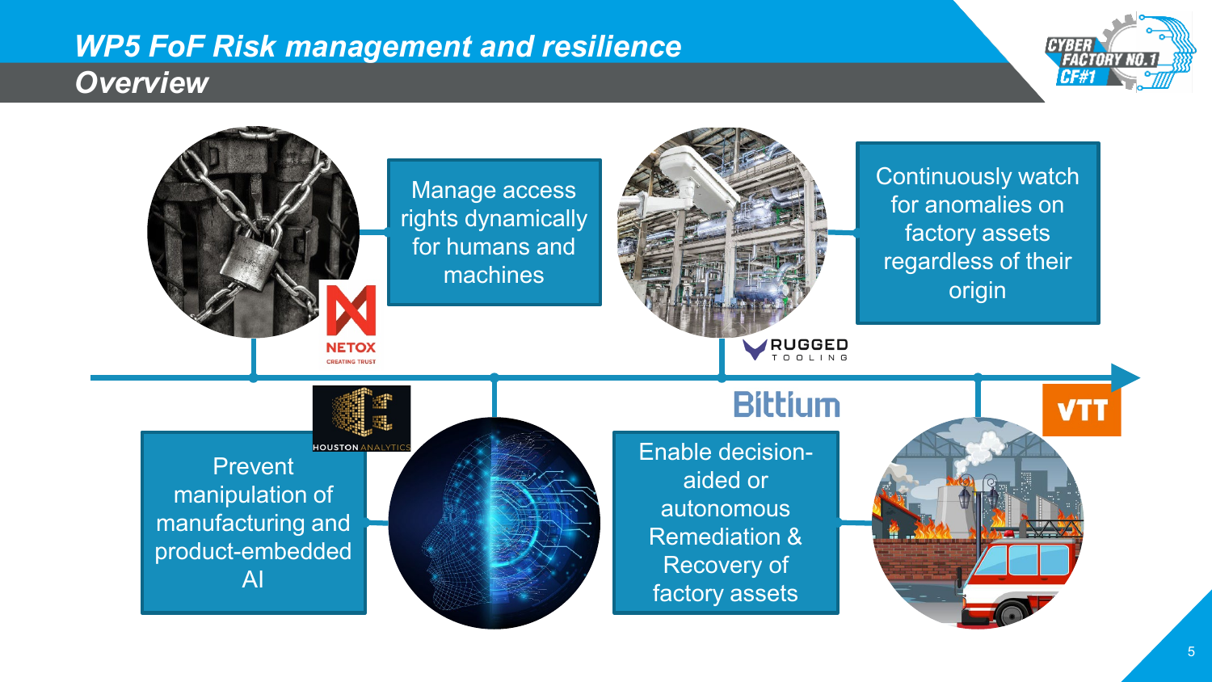# WP5 FoF Risk management and resilience

## Overview

Manage access rights dynamically for humans and machines

NETOX CREATING TRUST

Continuously watch for anomalies on factory assets regardless of their origin

RUGGED TOOLING

HOUSTON ANALYTICS

Prevent manipulation of manufacturing and product-embedded AI

Bittium

Enable decision-aided or autonomous Remediation & Recovery of factory assets

VTT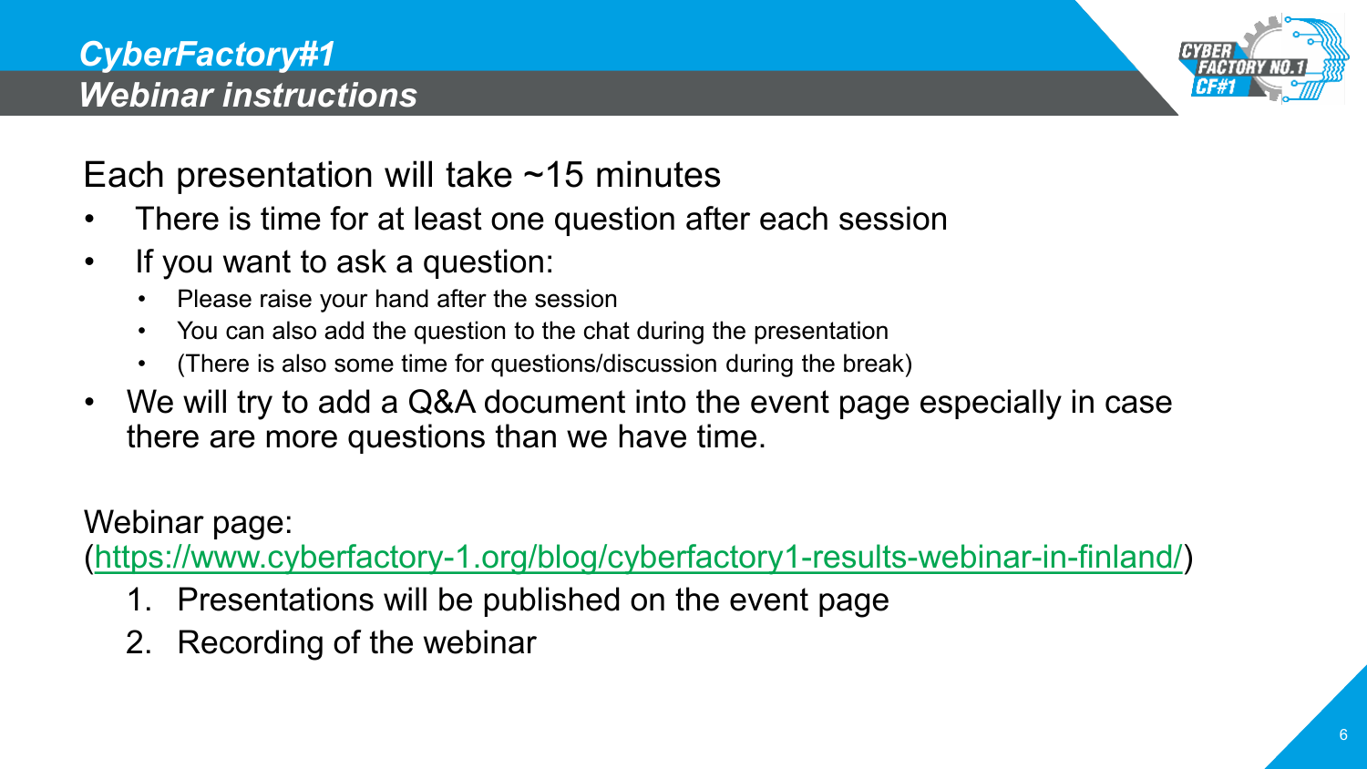## *CyberFactory#1*
## *Webinar instructions*

Each presentation will take ~15 minutes

- There is time for at least one question after each session
- If you want to ask a question:
  - Please raise your hand after the session
  - You can also add the question to the chat during the presentation
  - (There is also some time for questions/discussion during the break)
- We will try to add a Q&A document into the event page especially in case there are more questions than we have time.

Webinar page:
(https://www.cyberfactory-1.org/blog/cyberfactory1-results-webinar-in-finland/)

1. Presentations will be published on the event page
2. Recording of the webinar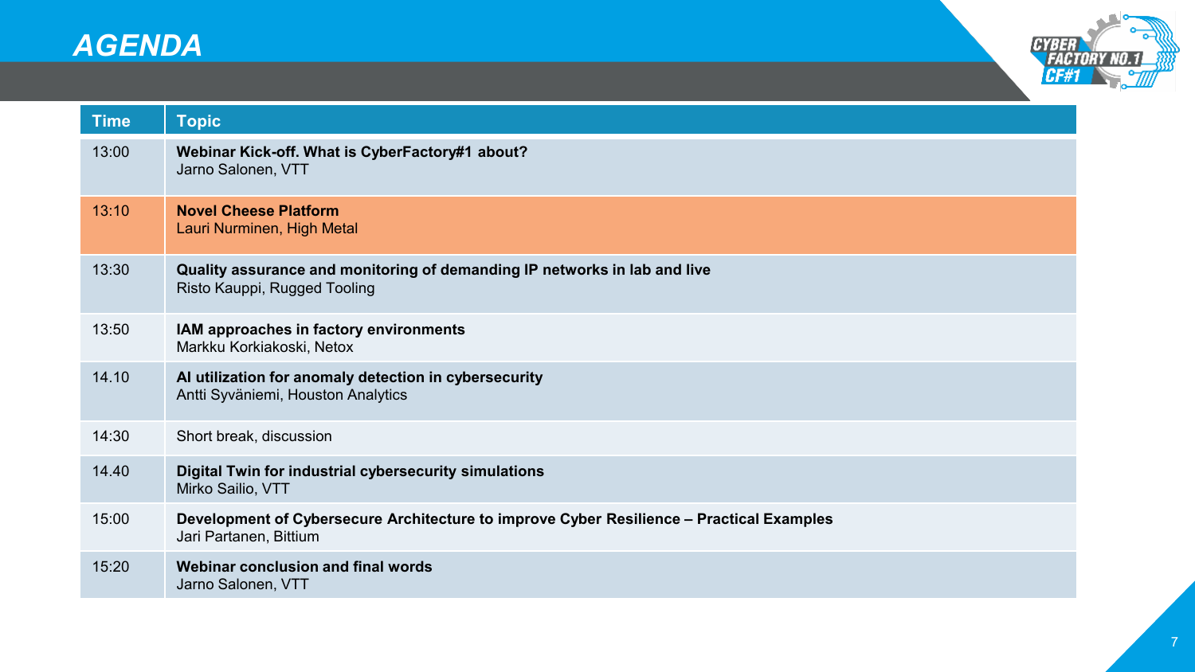# AGENDA

| Time | Topic |
| --- | --- |
| 13:00 | **Webinar Kick-off. What is CyberFactory#1 about?**<br>Jarno Salonen, VTT |
| 13:10 | **Novel Cheese Platform**<br>Lauri Nurminen, High Metal |
| 13:30 | **Quality assurance and monitoring of demanding IP networks in lab and live**<br>Risto Kauppi, Rugged Tooling |
| 13:50 | **IAM approaches in factory environments**<br>Markku Korkiakoski, Netox |
| 14.10 | **AI utilization for anomaly detection in cybersecurity**<br>Antti Syväniemi, Houston Analytics |
| 14:30 | Short break, discussion |
| 14.40 | **Digital Twin for industrial cybersecurity simulations**<br>Mirko Sailio, VTT |
| 15:00 | **Development of Cybersecure Architecture to improve Cyber Resilience – Practical Examples**<br>Jari Partanen, Bittium |
| 15:20 | **Webinar conclusion and final words**<br>Jarno Salonen, VTT |